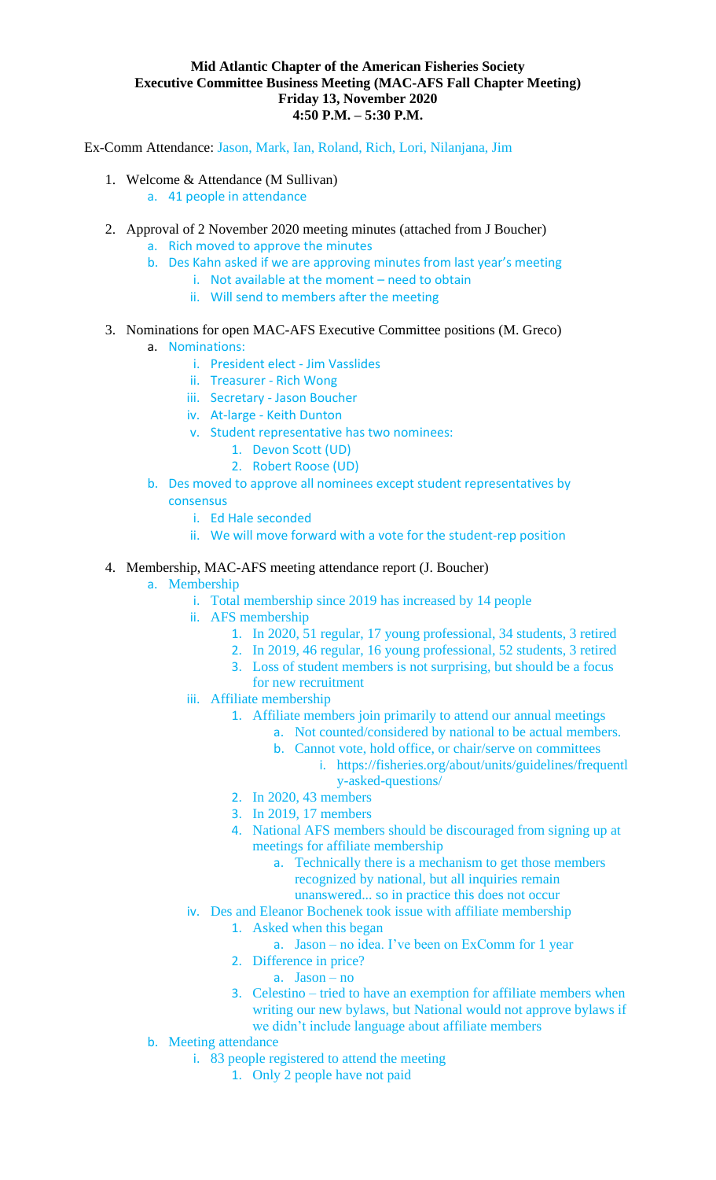**Mid Atlantic Chapter of the American Fisheries Society**
**Executive Committee Business Meeting (MAC-AFS Fall Chapter Meeting)**
**Friday 13, November 2020**
**4:50 P.M. – 5:30 P.M.**

Ex-Comm Attendance: Jason, Mark, Ian, Roland, Rich, Lori, Nilanjana, Jim

1. Welcome & Attendance (M Sullivan)
    a. 41 people in attendance
2. Approval of 2 November 2020 meeting minutes (attached from J Boucher)
    a. Rich moved to approve the minutes
    b. Des Kahn asked if we are approving minutes from last year's meeting
        i. Not available at the moment – need to obtain
        ii. Will send to members after the meeting
3. Nominations for open MAC-AFS Executive Committee positions (M. Greco)
    a. Nominations:
        i. President elect - Jim Vasslides
        ii. Treasurer - Rich Wong
        iii. Secretary - Jason Boucher
        iv. At-large - Keith Dunton
        v. Student representative has two nominees:
            1. Devon Scott (UD)
            2. Robert Roose (UD)
    b. Des moved to approve all nominees except student representatives by consensus
        i. Ed Hale seconded
        ii. We will move forward with a vote for the student-rep position
4. Membership, MAC-AFS meeting attendance report (J. Boucher)
    a. Membership
        i. Total membership since 2019 has increased by 14 people
        ii. AFS membership
            1. In 2020, 51 regular, 17 young professional, 34 students, 3 retired
            2. In 2019, 46 regular, 16 young professional, 52 students, 3 retired
            3. Loss of student members is not surprising, but should be a focus for new recruitment
        iii. Affiliate membership
            1. Affiliate members join primarily to attend our annual meetings
                a. Not counted/considered by national to be actual members.
                b. Cannot vote, hold office, or chair/serve on committees
                    i. https://fisheries.org/about/units/guidelines/frequently-asked-questions/
            2. In 2020, 43 members
            3. In 2019, 17 members
            4. National AFS members should be discouraged from signing up at meetings for affiliate membership
                a. Technically there is a mechanism to get those members recognized by national, but all inquiries remain unanswered... so in practice this does not occur
        iv. Des and Eleanor Bochenek took issue with affiliate membership
            1. Asked when this began
                a. Jason – no idea. I've been on ExComm for 1 year
            2. Difference in price?
                a. Jason – no
            3. Celestino – tried to have an exemption for affiliate members when writing our new bylaws, but National would not approve bylaws if we didn't include language about affiliate members
    b. Meeting attendance
        i. 83 people registered to attend the meeting
            1. Only 2 people have not paid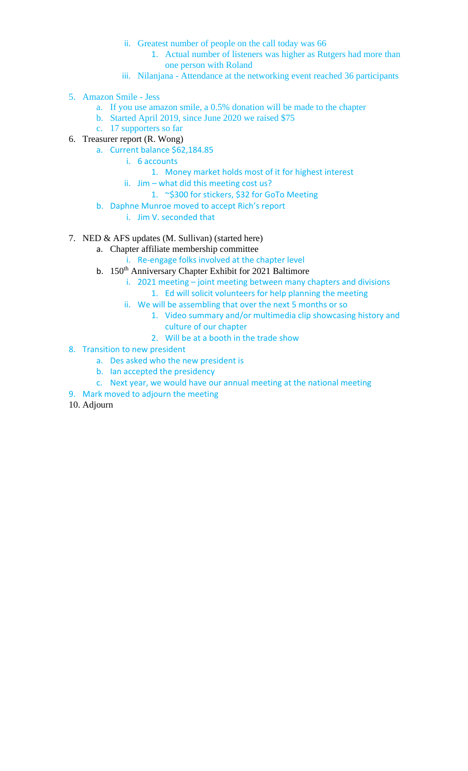- ii. Greatest number of people on the call today was 66
        1. Actual number of listeners was higher as Rutgers had more than one person with Roland
    - iii. Nilanjana - Attendance at the networking event reached 36 participants

5. Amazon Smile - Jess
    - a. If you use amazon smile, a 0.5% donation will be made to the chapter
    - b. Started April 2019, since June 2020 we raised $75
    - c. 17 supporters so far
6. Treasurer report (R. Wong)
    - a. Current balance $62,184.85
        - i. 6 accounts
            1. Money market holds most of it for highest interest
        - ii. Jim – what did this meeting cost us?
            1. ~$300 for stickers, $32 for GoTo Meeting
    - b. Daphne Munroe moved to accept Rich's report
        - i. Jim V. seconded that

7. NED & AFS updates (M. Sullivan) (started here)
    - a. Chapter affiliate membership committee
        - i. Re-engage folks involved at the chapter level
    - b. 150th Anniversary Chapter Exhibit for 2021 Baltimore
        - i. 2021 meeting – joint meeting between many chapters and divisions
            1. Ed will solicit volunteers for help planning the meeting
        - ii. We will be assembling that over the next 5 months or so
            1. Video summary and/or multimedia clip showcasing history and culture of our chapter
            2. Will be at a booth in the trade show
8. Transition to new president
    - a. Des asked who the new president is
    - b. Ian accepted the presidency
    - c. Next year, we would have our annual meeting at the national meeting
9. Mark moved to adjourn the meeting
10. Adjourn